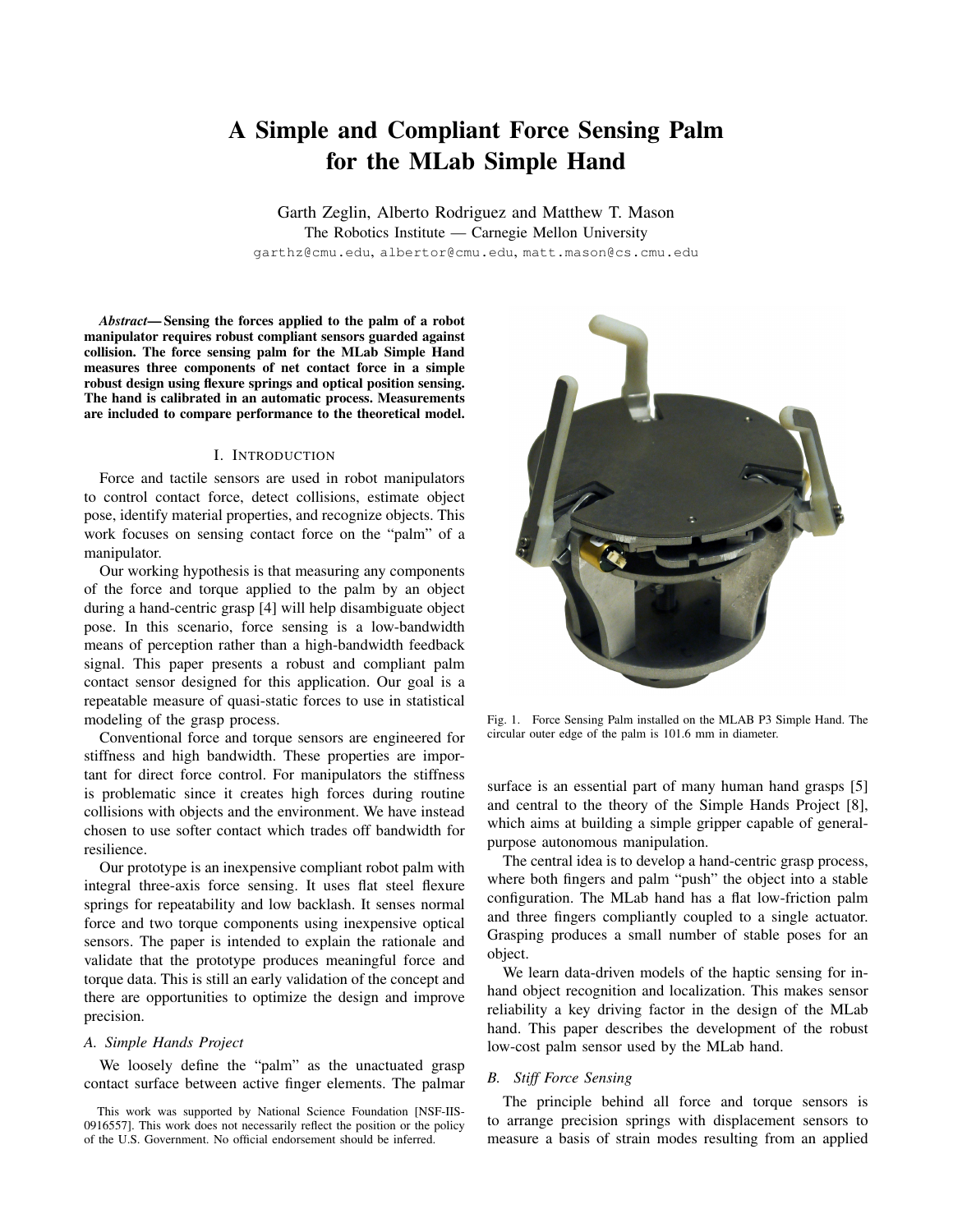# A Simple and Compliant Force Sensing Palm for the MLab Simple Hand

Garth Zeglin, Alberto Rodriguez and Matthew T. Mason
The Robotics Institute — Carnegie Mellon University
garthz@cmu.edu, albertor@cmu.edu, matt.mason@cs.cmu.edu

***Abstract*— Sensing the forces applied to the palm of a robot manipulator requires robust compliant sensors guarded against collision. The force sensing palm for the MLab Simple Hand measures three components of net contact force in a simple robust design using flexure springs and optical position sensing. The hand is calibrated in an automatic process. Measurements are included to compare performance to the theoretical model.**

## I. Introduction

Force and tactile sensors are used in robot manipulators to control contact force, detect collisions, estimate object pose, identify material properties, and recognize objects. This work focuses on sensing contact force on the "palm" of a manipulator.

Our working hypothesis is that measuring any components of the force and torque applied to the palm by an object during a hand-centric grasp [4] will help disambiguate object pose. In this scenario, force sensing is a low-bandwidth means of perception rather than a high-bandwidth feedback signal. This paper presents a robust and compliant palm contact sensor designed for this application. Our goal is a repeatable measure of quasi-static forces to use in statistical modeling of the grasp process.

Conventional force and torque sensors are engineered for stiffness and high bandwidth. These properties are important for direct force control. For manipulators the stiffness is problematic since it creates high forces during routine collisions with objects and the environment. We have instead chosen to use softer contact which trades off bandwidth for resilience.

Our prototype is an inexpensive compliant robot palm with integral three-axis force sensing. It uses flat steel flexure springs for repeatability and low backlash. It senses normal force and two torque components using inexpensive optical sensors. The paper is intended to explain the rationale and validate that the prototype produces meaningful force and torque data. This is still an early validation of the concept and there are opportunities to optimize the design and improve precision.

### *A. Simple Hands Project*

We loosely define the "palm" as the unactuated grasp contact surface between active finger elements. The palmar surface is an essential part of many human hand grasps [5] and central to the theory of the Simple Hands Project [8], which aims at building a simple gripper capable of general-purpose autonomous manipulation.

Fig. 1. Force Sensing Palm installed on the MLAB P3 Simple Hand. The circular outer edge of the palm is 101.6 mm in diameter.

The central idea is to develop a hand-centric grasp process, where both fingers and palm "push" the object into a stable configuration. The MLab hand has a flat low-friction palm and three fingers compliantly coupled to a single actuator. Grasping produces a small number of stable poses for an object.

We learn data-driven models of the haptic sensing for in-hand object recognition and localization. This makes sensor reliability a key driving factor in the design of the MLab hand. This paper describes the development of the robust low-cost palm sensor used by the MLab hand.

### *B. Stiff Force Sensing*

The principle behind all force and torque sensors is to arrange precision springs with displacement sensors to measure a basis of strain modes resulting from an applied

This work was supported by National Science Foundation [NSF-IIS-0916557]. This work does not necessarily reflect the position or the policy of the U.S. Government. No official endorsement should be inferred.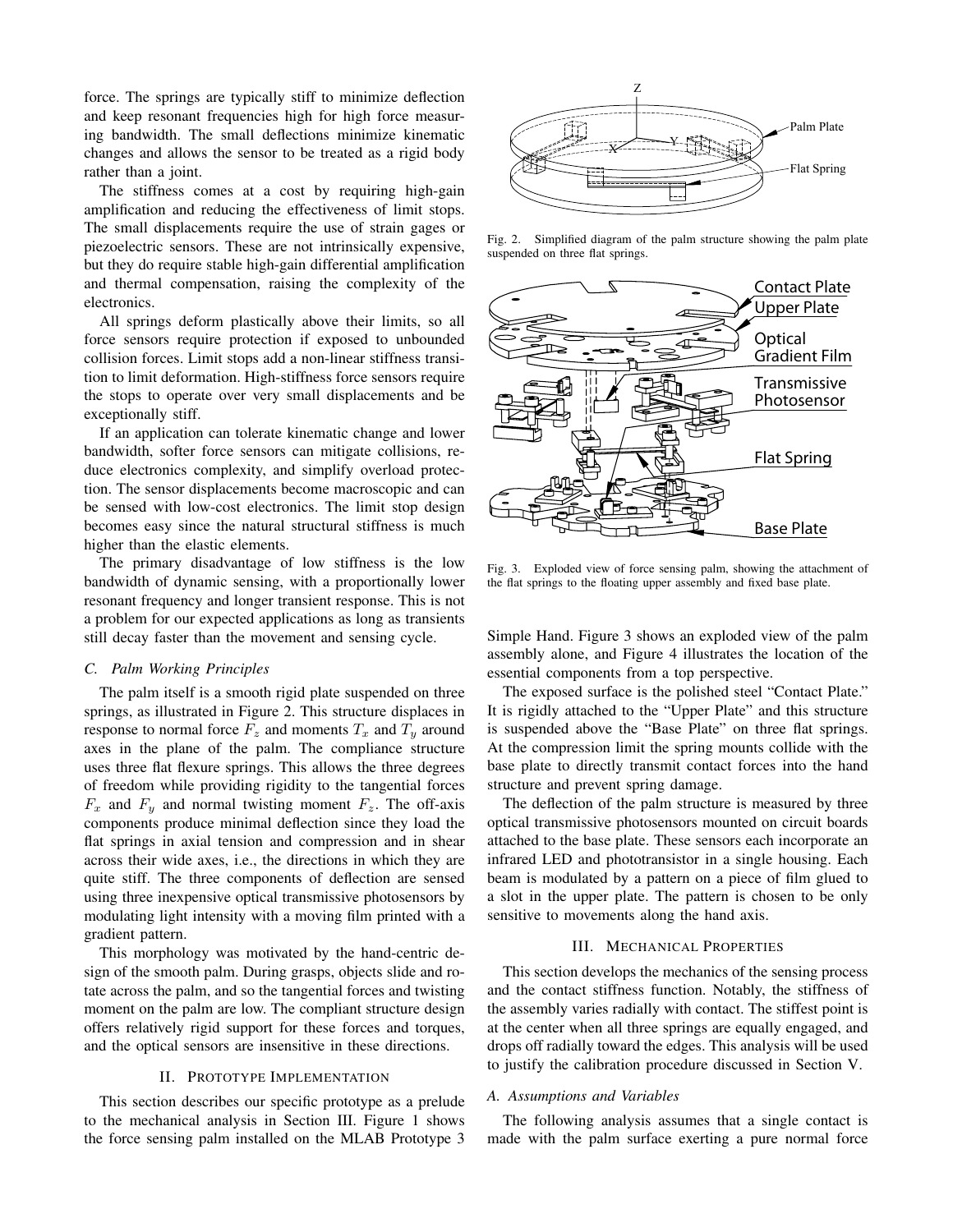force. The springs are typically stiff to minimize deflection and keep resonant frequencies high for high force measuring bandwidth. The small deflections minimize kinematic changes and allows the sensor to be treated as a rigid body rather than a joint.

The stiffness comes at a cost by requiring high-gain amplification and reducing the effectiveness of limit stops. The small displacements require the use of strain gages or piezoelectric sensors. These are not intrinsically expensive, but they do require stable high-gain differential amplification and thermal compensation, raising the complexity of the electronics.

All springs deform plastically above their limits, so all force sensors require protection if exposed to unbounded collision forces. Limit stops add a non-linear stiffness transition to limit deformation. High-stiffness force sensors require the stops to operate over very small displacements and be exceptionally stiff.

If an application can tolerate kinematic change and lower bandwidth, softer force sensors can mitigate collisions, reduce electronics complexity, and simplify overload protection. The sensor displacements become macroscopic and can be sensed with low-cost electronics. The limit stop design becomes easy since the natural structural stiffness is much higher than the elastic elements.

The primary disadvantage of low stiffness is the low bandwidth of dynamic sensing, with a proportionally lower resonant frequency and longer transient response. This is not a problem for our expected applications as long as transients still decay faster than the movement and sensing cycle.

### C. Palm Working Principles

The palm itself is a smooth rigid plate suspended on three springs, as illustrated in Figure 2. This structure displaces in response to normal force $F_z$ and moments $T_x$ and $T_y$ around axes in the plane of the palm. The compliance structure uses three flat flexure springs. This allows the three degrees of freedom while providing rigidity to the tangential forces $F_x$ and $F_y$ and normal twisting moment $F_z$. The off-axis components produce minimal deflection since they load the flat springs in axial tension and compression and in shear across their wide axes, i.e., the directions in which they are quite stiff. The three components of deflection are sensed using three inexpensive optical transmissive photosensors by modulating light intensity with a moving film printed with a gradient pattern.

This morphology was motivated by the hand-centric design of the smooth palm. During grasps, objects slide and rotate across the palm, and so the tangential forces and twisting moment on the palm are low. The compliant structure design offers relatively rigid support for these forces and torques, and the optical sensors are insensitive in these directions.

## II. Prototype Implementation

This section describes our specific prototype as a prelude to the mechanical analysis in Section III. Figure 1 shows the force sensing palm installed on the MLAB Prototype 3 Simple Hand. Figure 3 shows an exploded view of the palm assembly alone, and Figure 4 illustrates the location of the essential components from a top perspective.

Z
X
Y
Palm Plate
Flat Spring

Fig. 2. Simplified diagram of the palm structure showing the palm plate suspended on three flat springs.

Contact Plate
Upper Plate
Optical Gradient Film
Transmissive Photosensor
Flat Spring
Base Plate

Fig. 3. Exploded view of force sensing palm, showing the attachment of the flat springs to the floating upper assembly and fixed base plate.

The exposed surface is the polished steel "Contact Plate." It is rigidly attached to the "Upper Plate" and this structure is suspended above the "Base Plate" on three flat springs. At the compression limit the spring mounts collide with the base plate to directly transmit contact forces into the hand structure and prevent spring damage.

The deflection of the palm structure is measured by three optical transmissive photosensors mounted on circuit boards attached to the base plate. These sensors each incorporate an infrared LED and phototransistor in a single housing. Each beam is modulated by a pattern on a piece of film glued to a slot in the upper plate. The pattern is chosen to be only sensitive to movements along the hand axis.

## III. Mechanical Properties

This section develops the mechanics of the sensing process and the contact stiffness function. Notably, the stiffness of the assembly varies radially with contact. The stiffest point is at the center when all three springs are equally engaged, and drops off radially toward the edges. This analysis will be used to justify the calibration procedure discussed in Section V.

### A. Assumptions and Variables

The following analysis assumes that a single contact is made with the palm surface exerting a pure normal force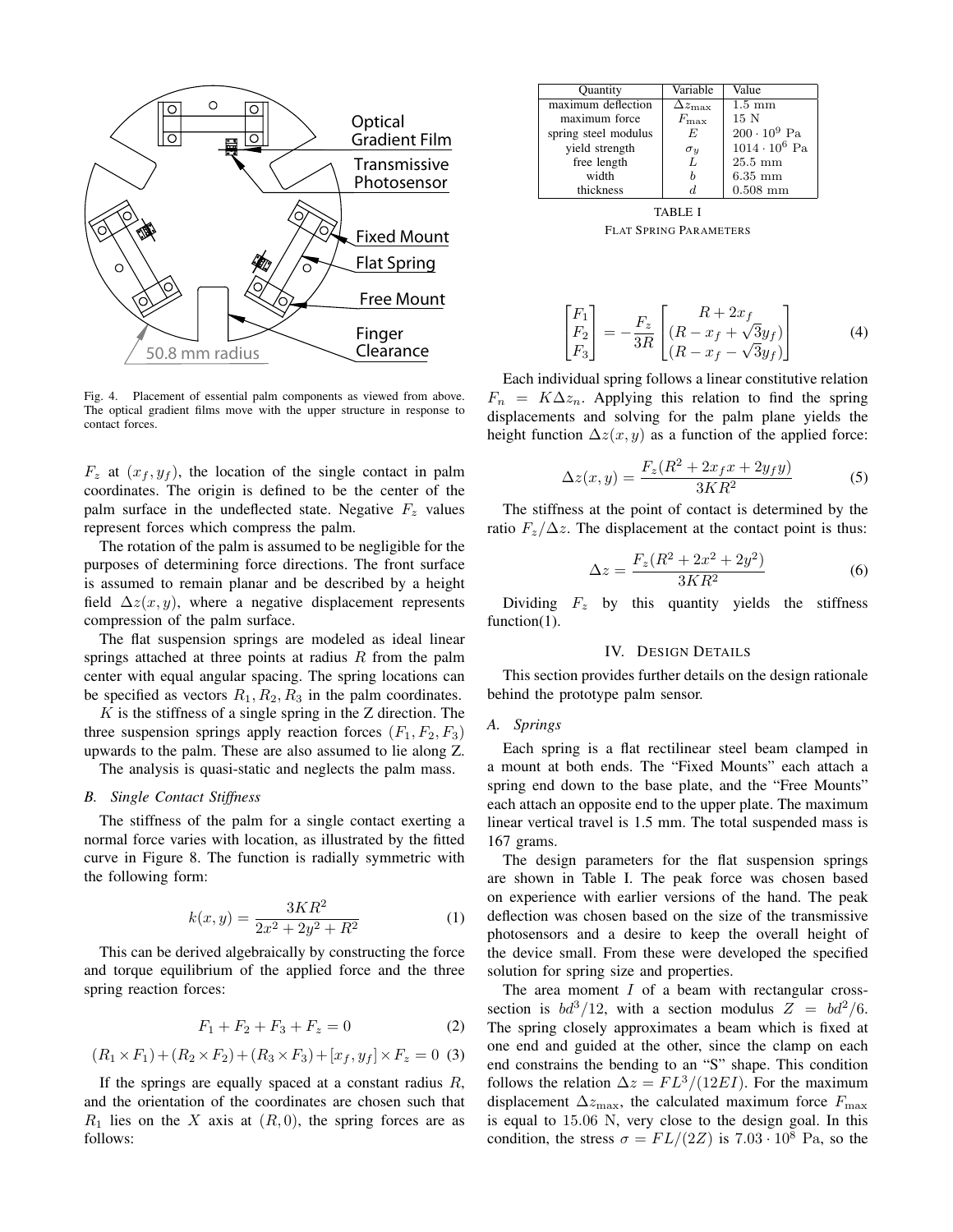Fig. 4. Placement of essential palm components as viewed from above. The optical gradient films move with the upper structure in response to contact forces.

$F_z$ at $(x_f, y_f)$, the location of the single contact in palm coordinates. The origin is defined to be the center of the palm surface in the undeflected state. Negative $F_z$ values represent forces which compress the palm.

The rotation of the palm is assumed to be negligible for the purposes of determining force directions. The front surface is assumed to remain planar and be described by a height field $\Delta z(x, y)$, where a negative displacement represents compression of the palm surface.

The flat suspension springs are modeled as ideal linear springs attached at three points at radius $R$ from the palm center with equal angular spacing. The spring locations can be specified as vectors $R_1, R_2, R_3$ in the palm coordinates.

$K$ is the stiffness of a single spring in the Z direction. The three suspension springs apply reaction forces $(F_1, F_2, F_3)$ upwards to the palm. These are also assumed to lie along Z.

The analysis is quasi-static and neglects the palm mass.

### B. Single Contact Stiffness

The stiffness of the palm for a single contact exerting a normal force varies with location, as illustrated by the fitted curve in Figure 8. The function is radially symmetric with the following form:

$$k(x, y) = \frac{3KR^2}{2x^2 + 2y^2 + R^2} \tag{1}$$

This can be derived algebraically by constructing the force and torque equilibrium of the applied force and the three spring reaction forces:

$$F_1 + F_2 + F_3 + F_z = 0 \tag{2}$$

$$(R_1 \times F_1) + (R_2 \times F_2) + (R_3 \times F_3) + [x_f, y_f] \times F_z = 0 \tag{3}$$

If the springs are equally spaced at a constant radius $R$, and the orientation of the coordinates are chosen such that $R_1$ lies on the $X$ axis at $(R, 0)$, the spring forces are as follows:

| Quantity | Variable | Value |
|---|---|---|
| maximum deflection | $\Delta z_{\max}$ | 1.5 mm |
| maximum force | $F_{\max}$ | 15 N |
| spring steel modulus | $E$ | $200 \cdot 10^9$ Pa |
| yield strength | $\sigma_y$ | $1014 \cdot 10^6$ Pa |
| free length | $L$ | 25.5 mm |
| width | $b$ | 6.35 mm |
| thickness | $d$ | 0.508 mm |

TABLE I
FLAT SPRING PARAMETERS

$$\begin{bmatrix} F_1 \\ F_2 \\ F_3 \end{bmatrix} = -\frac{F_z}{3R} \begin{bmatrix} R + 2x_f \\ (R - x_f + \sqrt{3}y_f) \\ (R - x_f - \sqrt{3}y_f) \end{bmatrix} \tag{4}$$

Each individual spring follows a linear constitutive relation $F_n = K\Delta z_n$. Applying this relation to find the spring displacements and solving for the palm plane yields the height function $\Delta z(x, y)$ as a function of the applied force:

$$\Delta z(x, y) = \frac{F_z(R^2 + 2x_f x + 2y_f y)}{3KR^2} \tag{5}$$

The stiffness at the point of contact is determined by the ratio $F_z/\Delta z$. The displacement at the contact point is thus:

$$\Delta z = \frac{F_z(R^2 + 2x^2 + 2y^2)}{3KR^2} \tag{6}$$

Dividing $F_z$ by this quantity yields the stiffness function(1).

## IV. Design Details

This section provides further details on the design rationale behind the prototype palm sensor.

### A. Springs

Each spring is a flat rectilinear steel beam clamped in a mount at both ends. The "Fixed Mounts" each attach a spring end down to the base plate, and the "Free Mounts" each attach an opposite end to the upper plate. The maximum linear vertical travel is 1.5 mm. The total suspended mass is 167 grams.

The design parameters for the flat suspension springs are shown in Table I. The peak force was chosen based on experience with earlier versions of the hand. The peak deflection was chosen based on the size of the transmissive photosensors and a desire to keep the overall height of the device small. From these were developed the specified solution for spring size and properties.

The area moment $I$ of a beam with rectangular cross-section is $bd^3/12$, with a section modulus $Z = bd^2/6$. The spring closely approximates a beam which is fixed at one end and guided at the other, since the clamp on each end constrains the bending to an "S" shape. This condition follows the relation $\Delta z = FL^3/(12EI)$. For the maximum displacement $\Delta z_{\max}$, the calculated maximum force $F_{\max}$ is equal to 15.06 N, very close to the design goal. In this condition, the stress $\sigma = FL/(2Z)$ is $7.03 \cdot 10^8$ Pa, so the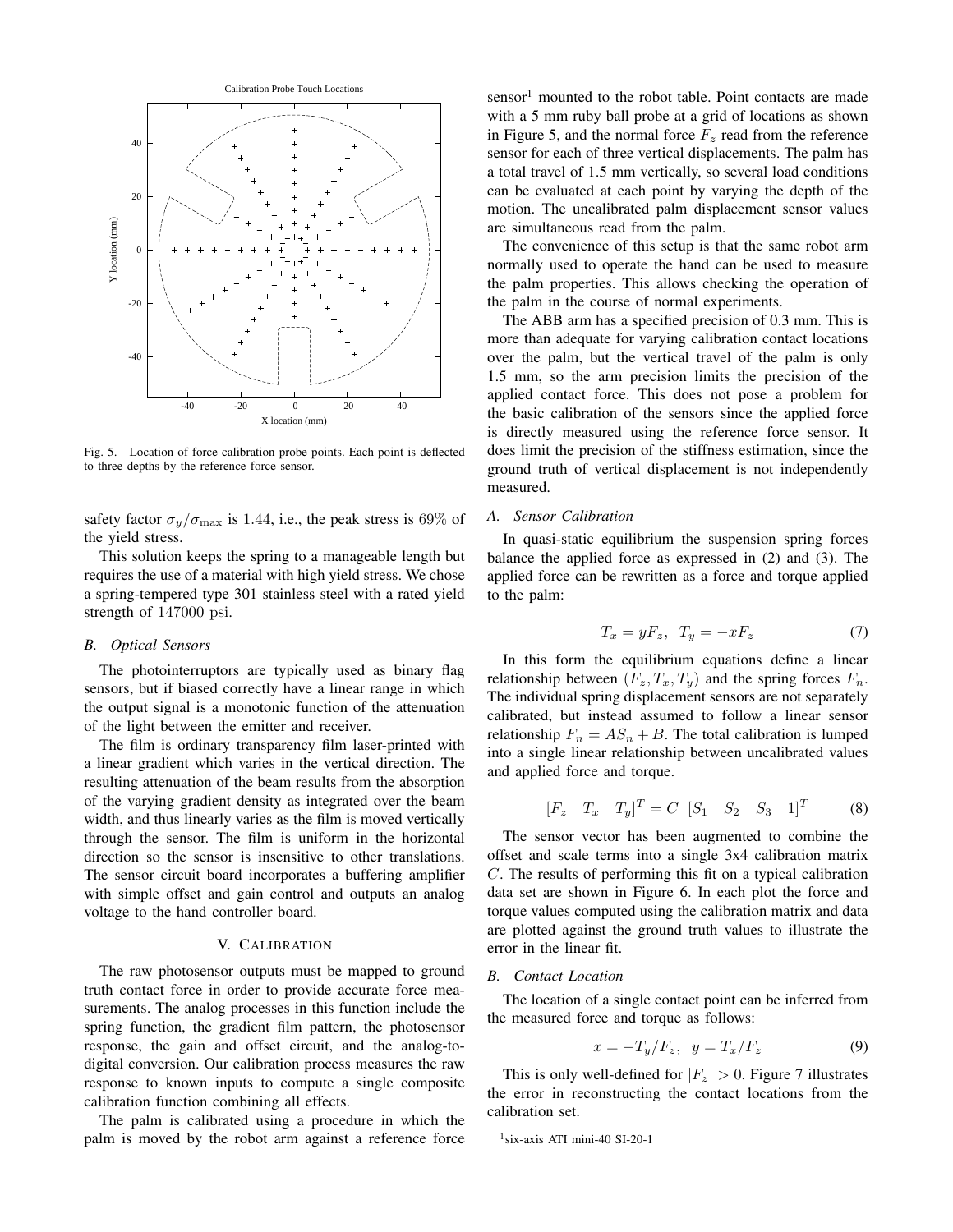Fig. 5. Location of force calibration probe points. Each point is deflected to three depths by the reference force sensor.

safety factor $\sigma_y/\sigma_{\max}$ is 1.44, i.e., the peak stress is 69% of the yield stress.

This solution keeps the spring to a manageable length but requires the use of a material with high yield stress. We chose a spring-tempered type 301 stainless steel with a rated yield strength of 147000 psi.

### B. Optical Sensors

The photointerruptors are typically used as binary flag sensors, but if biased correctly have a linear range in which the output signal is a monotonic function of the attenuation of the light between the emitter and receiver.

The film is ordinary transparency film laser-printed with a linear gradient which varies in the vertical direction. The resulting attenuation of the beam results from the absorption of the varying gradient density as integrated over the beam width, and thus linearly varies as the film is moved vertically through the sensor. The film is uniform in the horizontal direction so the sensor is insensitive to other translations. The sensor circuit board incorporates a buffering amplifier with simple offset and gain control and outputs an analog voltage to the hand controller board.

## V. Calibration

The raw photosensor outputs must be mapped to ground truth contact force in order to provide accurate force measurements. The analog processes in this function include the spring function, the gradient film pattern, the photosensor response, the gain and offset circuit, and the analog-to-digital conversion. Our calibration process measures the raw response to known inputs to compute a single composite calibration function combining all effects.

The palm is calibrated using a procedure in which the palm is moved by the robot arm against a reference force sensor[1] mounted to the robot table. Point contacts are made with a 5 mm ruby ball probe at a grid of locations as shown in Figure 5, and the normal force $F_z$ read from the reference sensor for each of three vertical displacements. The palm has a total travel of 1.5 mm vertically, so several load conditions can be evaluated at each point by varying the depth of the motion. The uncalibrated palm displacement sensor values are simultaneous read from the palm.

The convenience of this setup is that the same robot arm normally used to operate the hand can be used to measure the palm properties. This allows checking the operation of the palm in the course of normal experiments.

The ABB arm has a specified precision of 0.3 mm. This is more than adequate for varying calibration contact locations over the palm, but the vertical travel of the palm is only 1.5 mm, so the arm precision limits the precision of the applied contact force. This does not pose a problem for the basic calibration of the sensors since the applied force is directly measured using the reference force sensor. It does limit the precision of the stiffness estimation, since the ground truth of vertical displacement is not independently measured.

### A. Sensor Calibration

In quasi-static equilibrium the suspension spring forces balance the applied force as expressed in (2) and (3). The applied force can be rewritten as a force and torque applied to the palm:

$$T_x = yF_z, \;\; T_y = -xF_z \tag{7}$$

In this form the equilibrium equations define a linear relationship between $(F_z, T_x, T_y)$ and the spring forces $F_n$. The individual spring displacement sensors are not separately calibrated, but instead assumed to follow a linear sensor relationship $F_n = AS_n + B$. The total calibration is lumped into a single linear relationship between uncalibrated values and applied force and torque.

$$[F_z \quad T_x \quad T_y]^T = C \;\; [S_1 \quad S_2 \quad S_3 \quad 1]^T \tag{8}$$

The sensor vector has been augmented to combine the offset and scale terms into a single 3x4 calibration matrix $C$. The results of performing this fit on a typical calibration data set are shown in Figure 6. In each plot the force and torque values computed using the calibration matrix and data are plotted against the ground truth values to illustrate the error in the linear fit.

### B. Contact Location

The location of a single contact point can be inferred from the measured force and torque as follows:

$$x = -T_y/F_z, \;\; y = T_x/F_z \tag{9}$$

This is only well-defined for $|F_z| > 0$. Figure 7 illustrates the error in reconstructing the contact locations from the calibration set.

[1] six-axis ATI mini-40 SI-20-1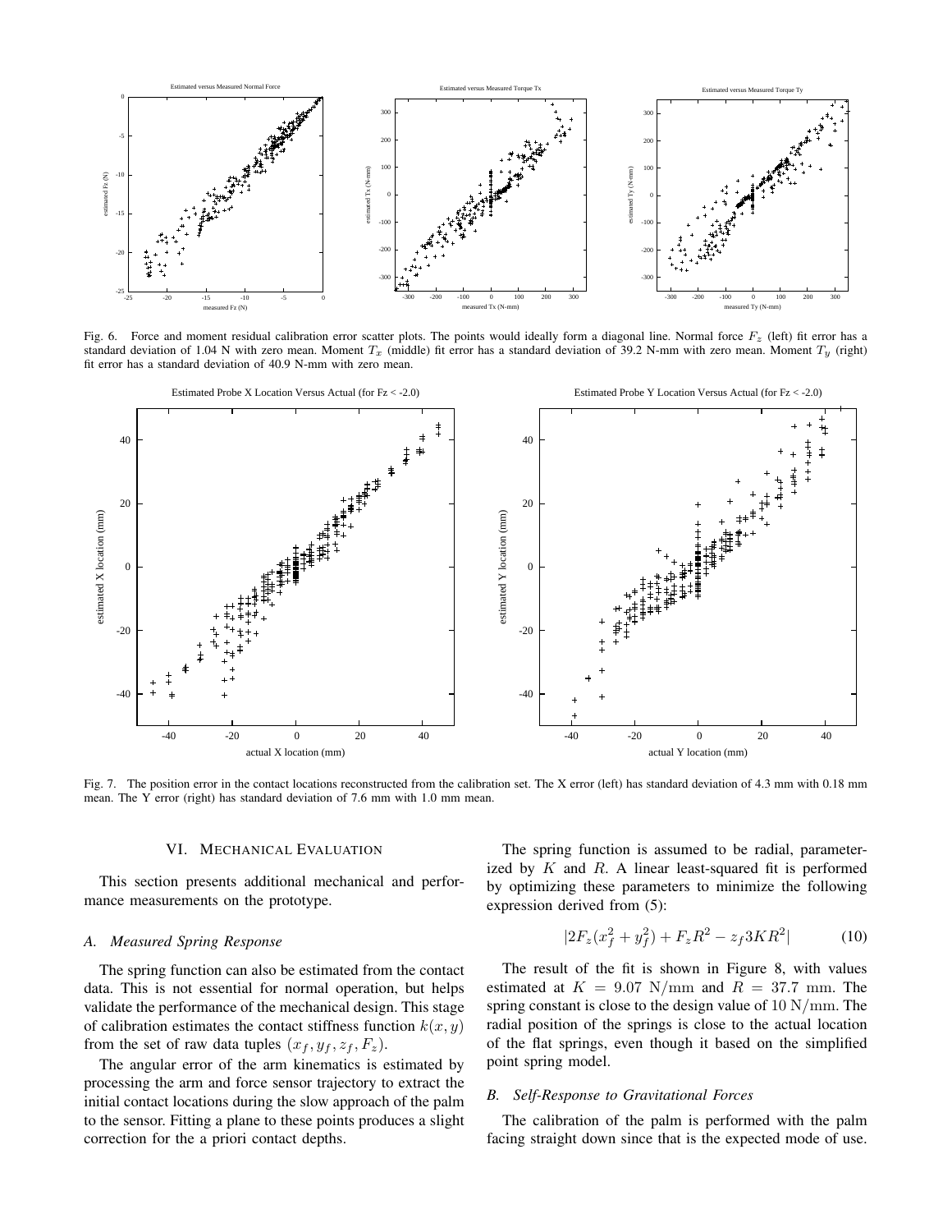Fig. 6. Force and moment residual calibration error scatter plots. The points would ideally form a diagonal line. Normal force $F_z$ (left) fit error has a standard deviation of 1.04 N with zero mean. Moment $T_x$ (middle) fit error has a standard deviation of 39.2 N-mm with zero mean. Moment $T_y$ (right) fit error has a standard deviation of 40.9 N-mm with zero mean.

Fig. 7. The position error in the contact locations reconstructed from the calibration set. The X error (left) has standard deviation of 4.3 mm with 0.18 mm mean. The Y error (right) has standard deviation of 7.6 mm with 1.0 mm mean.

## VI. Mechanical Evaluation

This section presents additional mechanical and performance measurements on the prototype.

### *A. Measured Spring Response*

The spring function can also be estimated from the contact data. This is not essential for normal operation, but helps validate the performance of the mechanical design. This stage of calibration estimates the contact stiffness function $k(x, y)$ from the set of raw data tuples $(x_f, y_f, z_f, F_z)$.

The angular error of the arm kinematics is estimated by processing the arm and force sensor trajectory to extract the initial contact locations during the slow approach of the palm to the sensor. Fitting a plane to these points produces a slight correction for the a priori contact depths.

The spring function is assumed to be radial, parameterized by $K$ and $R$. A linear least-squared fit is performed by optimizing these parameters to minimize the following expression derived from (5):

$$|2F_z(x_f^2 + y_f^2) + F_z R^2 - z_f 3KR^2| \tag{10}$$

The result of the fit is shown in Figure 8, with values estimated at $K = 9.07$ N/mm and $R = 37.7$ mm. The spring constant is close to the design value of 10 N/mm. The radial position of the springs is close to the actual location of the flat springs, even though it based on the simplified point spring model.

### *B. Self-Response to Gravitational Forces*

The calibration of the palm is performed with the palm facing straight down since that is the expected mode of use.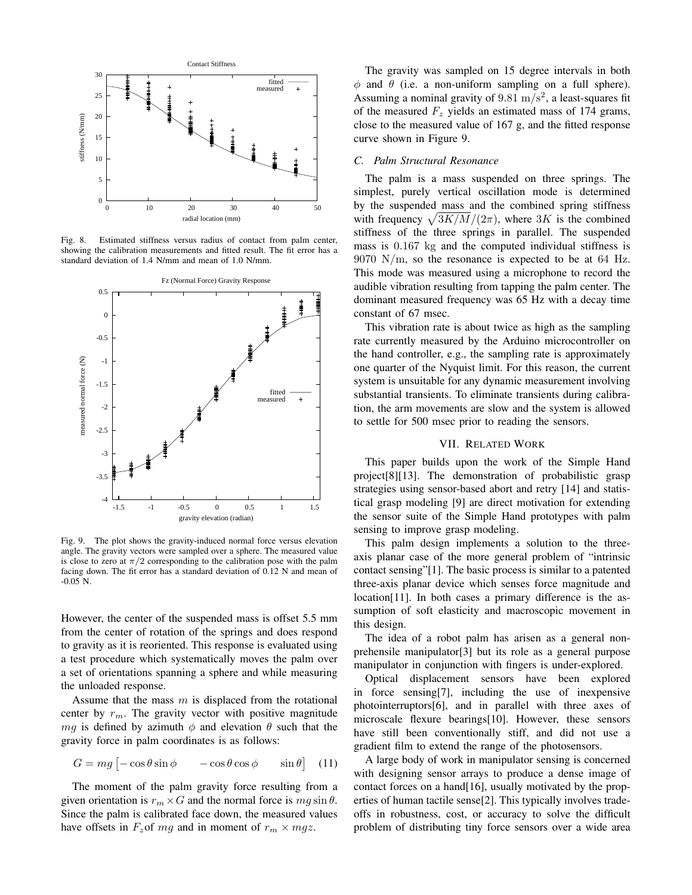Fig. 8. Estimated stiffness versus radius of contact from palm center, showing the calibration measurements and fitted result. The fit error has a standard deviation of 1.4 N/mm and mean of 1.0 N/mm.

Fig. 9. The plot shows the gravity-induced normal force versus elevation angle. The gravity vectors were sampled over a sphere. The measured value is close to zero at $\pi/2$ corresponding to the calibration pose with the palm facing down. The fit error has a standard deviation of 0.12 N and mean of -0.05 N.

However, the center of the suspended mass is offset 5.5 mm from the center of rotation of the springs and does respond to gravity as it is reoriented. This response is evaluated using a test procedure which systematically moves the palm over a set of orientations spanning a sphere and while measuring the unloaded response.

Assume that the mass $m$ is displaced from the rotational center by $r_m$. The gravity vector with positive magnitude $mg$ is defined by azimuth $\phi$ and elevation $\theta$ such that the gravity force in palm coordinates is as follows:

$$G = mg \begin{bmatrix} -\cos\theta\sin\phi & -\cos\theta\cos\phi & \sin\theta \end{bmatrix} \quad (11)$$

The moment of the palm gravity force resulting from a given orientation is $r_m \times G$ and the normal force is $mg\sin\theta$. Since the palm is calibrated face down, the measured values have offsets in $F_z$ of $mg$ and in moment of $r_m \times mgz$.

The gravity was sampled on 15 degree intervals in both $\phi$ and $\theta$ (i.e. a non-uniform sampling on a full sphere). Assuming a nominal gravity of $9.81\ \mathrm{m/s^2}$, a least-squares fit of the measured $F_z$ yields an estimated mass of 174 grams, close to the measured value of 167 g, and the fitted response curve shown in Figure 9.

### C. Palm Structural Resonance

The palm is a mass suspended on three springs. The simplest, purely vertical oscillation mode is determined by the suspended mass and the combined spring stiffness with frequency $\sqrt{3K/M}/(2\pi)$, where $3K$ is the combined stiffness of the three springs in parallel. The suspended mass is $0.167$ kg and the computed individual stiffness is $9070\ \mathrm{N/m}$, so the resonance is expected to be at $64$ Hz. This mode was measured using a microphone to record the audible vibration resulting from tapping the palm center. The dominant measured frequency was 65 Hz with a decay time constant of 67 msec.

This vibration rate is about twice as high as the sampling rate currently measured by the Arduino microcontroller on the hand controller, e.g., the sampling rate is approximately one quarter of the Nyquist limit. For this reason, the current system is unsuitable for any dynamic measurement involving substantial transients. To eliminate transients during calibration, the arm movements are slow and the system is allowed to settle for 500 msec prior to reading the sensors.

## VII. Related Work

This paper builds upon the work of the Simple Hand project[8][13]. The demonstration of probabilistic grasp strategies using sensor-based abort and retry [14] and statistical grasp modeling [9] are direct motivation for extending the sensor suite of the Simple Hand prototypes with palm sensing to improve grasp modeling.

This palm design implements a solution to the three-axis planar case of the more general problem of "intrinsic contact sensing"[1]. The basic process is similar to a patented three-axis planar device which senses force magnitude and location[11]. In both cases a primary difference is the assumption of soft elasticity and macroscopic movement in this design.

The idea of a robot palm has arisen as a general non-prehensile manipulator[3] but its role as a general purpose manipulator in conjunction with fingers is under-explored.

Optical displacement sensors have been explored in force sensing[7], including the use of inexpensive photointerruptors[6], and in parallel with three axes of microscale flexure bearings[10]. However, these sensors have still been conventionally stiff, and did not use a gradient film to extend the range of the photosensors.

A large body of work in manipulator sensing is concerned with designing sensor arrays to produce a dense image of contact forces on a hand[16], usually motivated by the properties of human tactile sense[2]. This typically involves trade-offs in robustness, cost, or accuracy to solve the difficult problem of distributing tiny force sensors over a wide area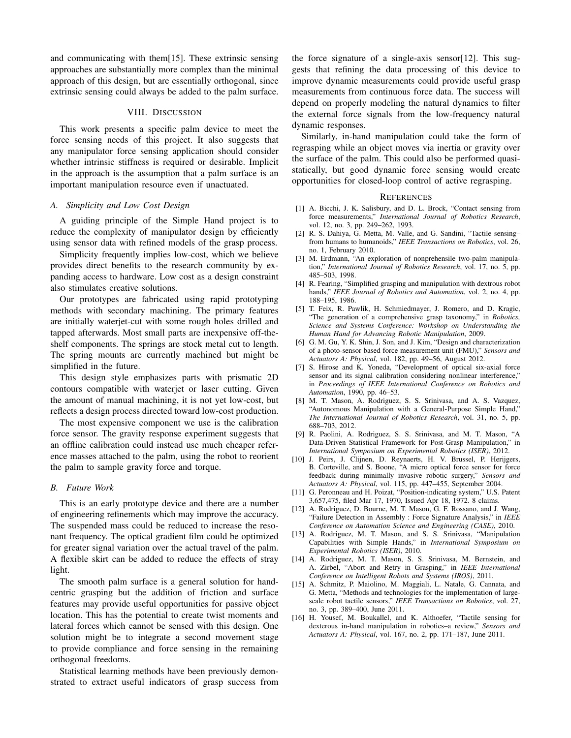and communicating with them[15]. These extrinsic sensing approaches are substantially more complex than the minimal approach of this design, but are essentially orthogonal, since extrinsic sensing could always be added to the palm surface.

## VIII. Discussion

This work presents a specific palm device to meet the force sensing needs of this project. It also suggests that any manipulator force sensing application should consider whether intrinsic stiffness is required or desirable. Implicit in the approach is the assumption that a palm surface is an important manipulation resource even if unactuated.

### *A. Simplicity and Low Cost Design*

A guiding principle of the Simple Hand project is to reduce the complexity of manipulator design by efficiently using sensor data with refined models of the grasp process.

Simplicity frequently implies low-cost, which we believe provides direct benefits to the research community by expanding access to hardware. Low cost as a design constraint also stimulates creative solutions.

Our prototypes are fabricated using rapid prototyping methods with secondary machining. The primary features are initially waterjet-cut with some rough holes drilled and tapped afterwards. Most small parts are inexpensive off-the-shelf components. The springs are stock metal cut to length. The spring mounts are currently machined but might be simplified in the future.

This design style emphasizes parts with prismatic 2D contours compatible with waterjet or laser cutting. Given the amount of manual machining, it is not yet low-cost, but reflects a design process directed toward low-cost production.

The most expensive component we use is the calibration force sensor. The gravity response experiment suggests that an offline calibration could instead use much cheaper reference masses attached to the palm, using the robot to reorient the palm to sample gravity force and torque.

### *B. Future Work*

This is an early prototype device and there are a number of engineering refinements which may improve the accuracy. The suspended mass could be reduced to increase the resonant frequency. The optical gradient film could be optimized for greater signal variation over the actual travel of the palm. A flexible skirt can be added to reduce the effects of stray light.

The smooth palm surface is a general solution for hand-centric grasping but the addition of friction and surface features may provide useful opportunities for passive object location. This has the potential to create twist moments and lateral forces which cannot be sensed with this design. One solution might be to integrate a second movement stage to provide compliance and force sensing in the remaining orthogonal freedoms.

Statistical learning methods have been previously demonstrated to extract useful indicators of grasp success from the force signature of a single-axis sensor[12]. This suggests that refining the data processing of this device to improve dynamic measurements could provide useful grasp measurements from continuous force data. The success will depend on properly modeling the natural dynamics to filter the external force signals from the low-frequency natural dynamic responses.

Similarly, in-hand manipulation could take the form of regrasping while an object moves via inertia or gravity over the surface of the palm. This could also be performed quasi-statically, but good dynamic force sensing would create opportunities for closed-loop control of active regrasping.

## References

[1] A. Bicchi, J. K. Salisbury, and D. L. Brock, "Contact sensing from force measurements," *International Journal of Robotics Research*, vol. 12, no. 3, pp. 249–262, 1993.

[2] R. S. Dahiya, G. Metta, M. Valle, and G. Sandini, "Tactile sensing–from humans to humanoids," *IEEE Transactions on Robotics*, vol. 26, no. 1, February 2010.

[3] M. Erdmann, "An exploration of nonprehensile two-palm manipulation," *International Journal of Robotics Research*, vol. 17, no. 5, pp. 485–503, 1998.

[4] R. Fearing, "Simplified grasping and manipulation with dextrous robot hands," *IEEE Journal of Robotics and Automation*, vol. 2, no. 4, pp. 188–195, 1986.

[5] T. Feix, R. Pawlik, H. Schmiedmayer, J. Romero, and D. Kragic, "The generation of a comprehensive grasp taxonomy," in *Robotics, Science and Systems Conference: Workshop on Understanding the Human Hand for Advancing Robotic Manipulation*, 2009.

[6] G. M. Gu, Y. K. Shin, J. Son, and J. Kim, "Design and characterization of a photo-sensor based force measurement unit (FMU)," *Sensors and Actuators A: Physical*, vol. 182, pp. 49–56, August 2012.

[7] S. Hirose and K. Yoneda, "Development of optical six-axial force sensor and its signal calibration considering nonlinear interference," in *Proceedings of IEEE International Conference on Robotics and Automation*, 1990, pp. 46–53.

[8] M. T. Mason, A. Rodriguez, S. S. Srinivasa, and A. S. Vazquez, "Autonomous Manipulation with a General-Purpose Simple Hand," *The International Journal of Robotics Research*, vol. 31, no. 5, pp. 688–703, 2012.

[9] R. Paolini, A. Rodriguez, S. S. Srinivasa, and M. T. Mason, "A Data-Driven Statistical Framework for Post-Grasp Manipulation," in *International Symposium on Experimental Robotics (ISER)*, 2012.

[10] J. Peirs, J. Clijnen, D. Reynaerts, H. V. Brussel, P. Herijgers, B. Corteville, and S. Boone, "A micro optical force sensor for force feedback during minimally invasive robotic surgery," *Sensors and Actuators A: Physical*, vol. 115, pp. 447–455, September 2004.

[11] G. Peronneau and H. Poizat, "Position-indicating system," U.S. Patent 3,657,475, filed Mar 17, 1970, Issued Apr 18, 1972. 8 claims.

[12] A. Rodriguez, D. Bourne, M. T. Mason, G. F. Rossano, and J. Wang, "Failure Detection in Assembly : Force Signature Analysis," in *IEEE Conference on Automation Science and Engineering (CASE)*, 2010.

[13] A. Rodriguez, M. T. Mason, and S. S. Srinivasa, "Manipulation Capabilities with Simple Hands," in *International Symposium on Experimental Robotics (ISER)*, 2010.

[14] A. Rodriguez, M. T. Mason, S. S. Srinivasa, M. Bernstein, and A. Zirbel, "Abort and Retry in Grasping," in *IEEE International Conference on Intelligent Robots and Systems (IROS)*, 2011.

[15] A. Schmitz, P. Maiolino, M. Maggiali, L. Natale, G. Cannata, and G. Metta, "Methods and technologies for the implementation of large-scale robot tactile sensors," *IEEE Transactions on Robotics*, vol. 27, no. 3, pp. 389–400, June 2011.

[16] H. Yousef, M. Boukallel, and K. Althoefer, "Tactile sensing for dexterous in-hand manipulation in robotics–a review," *Sensors and Actuators A: Physical*, vol. 167, no. 2, pp. 171–187, June 2011.